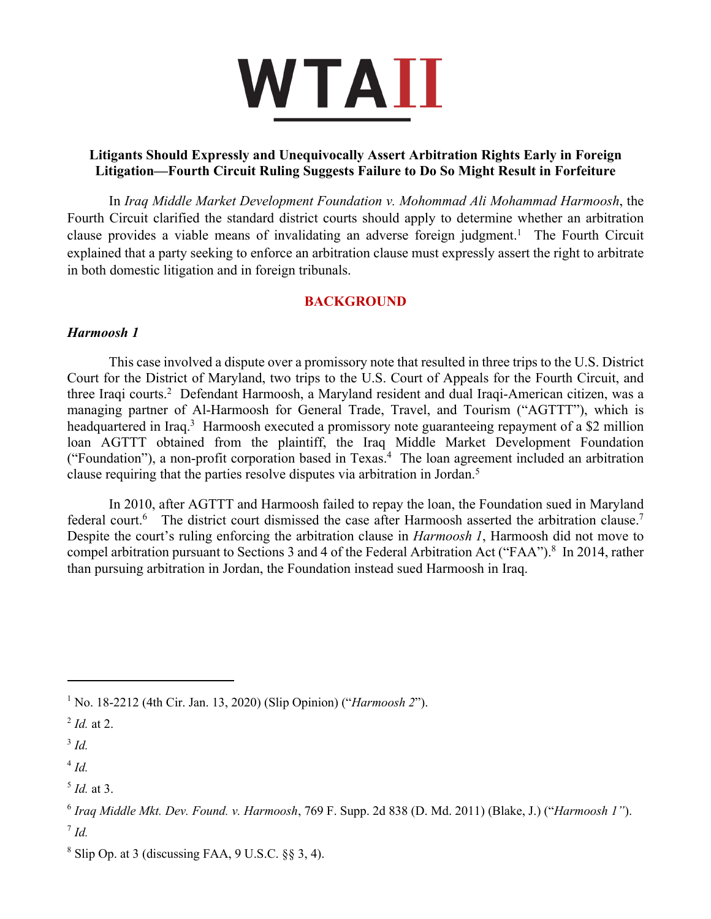# WTAII

**Litigants Should Expressly and Unequivocally Assert Arbitration Rights Early in Foreign Litigation—Fourth Circuit Ruling Suggests Failure to Do So Might Result in Forfeiture**

In *Iraq Middle Market Development Foundation v. Mohommad Ali Mohammad Harmoosh*, the Fourth Circuit clarified the standard district courts should apply to determine whether an arbitration clause provides a viable means of invalidating an adverse foreign judgment.[1] The Fourth Circuit explained that a party seeking to enforce an arbitration clause must expressly assert the right to arbitrate in both domestic litigation and in foreign tribunals.

## BACKGROUND

### *Harmoosh 1*

This case involved a dispute over a promissory note that resulted in three trips to the U.S. District Court for the District of Maryland, two trips to the U.S. Court of Appeals for the Fourth Circuit, and three Iraqi courts.[2] Defendant Harmoosh, a Maryland resident and dual Iraqi-American citizen, was a managing partner of Al-Harmoosh for General Trade, Travel, and Tourism ("AGTTT"), which is headquartered in Iraq.[3] Harmoosh executed a promissory note guaranteeing repayment of a $2 million loan AGTTT obtained from the plaintiff, the Iraq Middle Market Development Foundation ("Foundation"), a non-profit corporation based in Texas.[4] The loan agreement included an arbitration clause requiring that the parties resolve disputes via arbitration in Jordan.[5]

In 2010, after AGTTT and Harmoosh failed to repay the loan, the Foundation sued in Maryland federal court.[6] The district court dismissed the case after Harmoosh asserted the arbitration clause.[7] Despite the court's ruling enforcing the arbitration clause in *Harmoosh 1*, Harmoosh did not move to compel arbitration pursuant to Sections 3 and 4 of the Federal Arbitration Act ("FAA").[8] In 2014, rather than pursuing arbitration in Jordan, the Foundation instead sued Harmoosh in Iraq.

---

[1] No. 18-2212 (4th Cir. Jan. 13, 2020) (Slip Opinion) ("*Harmoosh 2*").

[2] *Id.* at 2.

[3] *Id.*

[4] *Id.*

[5] *Id.* at 3.

[6] *Iraq Middle Mkt. Dev. Found. v. Harmoosh*, 769 F. Supp. 2d 838 (D. Md. 2011) (Blake, J.) ("*Harmoosh 1*").

[7] *Id.*

[8] Slip Op. at 3 (discussing FAA, 9 U.S.C. §§ 3, 4).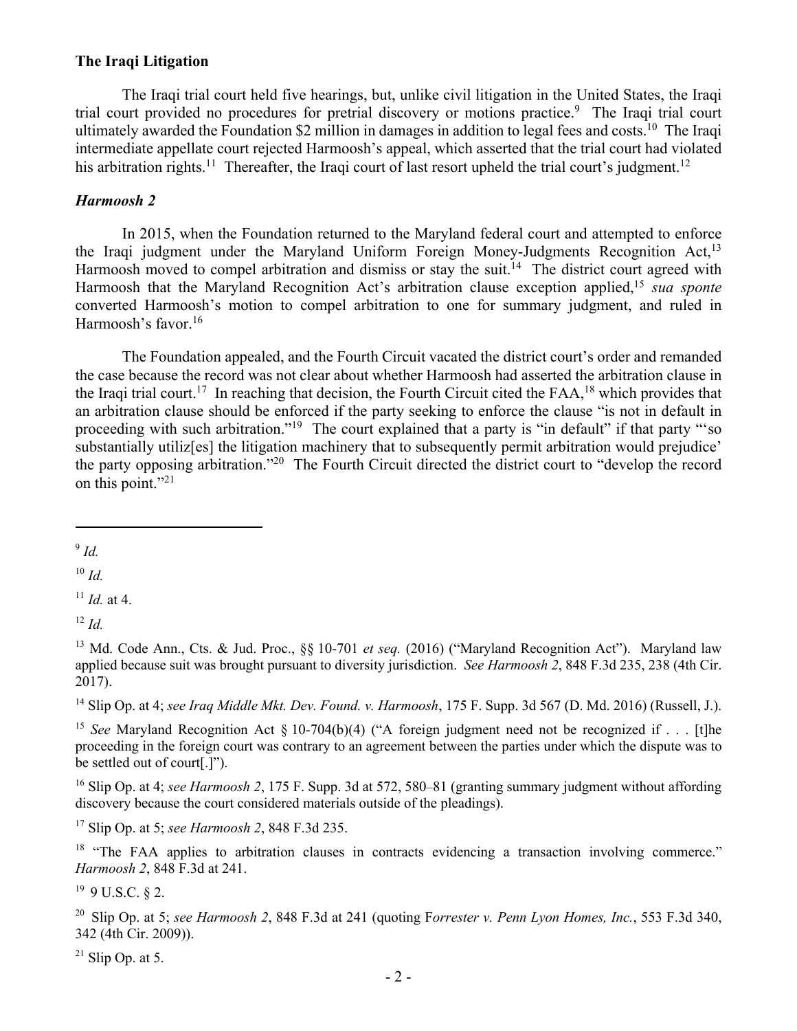**The Iraqi Litigation**

The Iraqi trial court held five hearings, but, unlike civil litigation in the United States, the Iraqi trial court provided no procedures for pretrial discovery or motions practice.[9] The Iraqi trial court ultimately awarded the Foundation $2 million in damages in addition to legal fees and costs.[10] The Iraqi intermediate appellate court rejected Harmoosh's appeal, which asserted that the trial court had violated his arbitration rights.[11] Thereafter, the Iraqi court of last resort upheld the trial court's judgment.[12]

***Harmoosh 2***

In 2015, when the Foundation returned to the Maryland federal court and attempted to enforce the Iraqi judgment under the Maryland Uniform Foreign Money-Judgments Recognition Act,[13] Harmoosh moved to compel arbitration and dismiss or stay the suit.[14] The district court agreed with Harmoosh that the Maryland Recognition Act's arbitration clause exception applied,[15] *sua sponte* converted Harmoosh's motion to compel arbitration to one for summary judgment, and ruled in Harmoosh's favor.[16]

The Foundation appealed, and the Fourth Circuit vacated the district court's order and remanded the case because the record was not clear about whether Harmoosh had asserted the arbitration clause in the Iraqi trial court.[17] In reaching that decision, the Fourth Circuit cited the FAA,[18] which provides that an arbitration clause should be enforced if the party seeking to enforce the clause "is not in default in proceeding with such arbitration."[19] The court explained that a party is "in default" if that party "'so substantially utiliz[es] the litigation machinery that to subsequently permit arbitration would prejudice' the party opposing arbitration."[20] The Fourth Circuit directed the district court to "develop the record on this point."[21]

---

[9] *Id.*

[10] *Id.*

[11] *Id.* at 4.

[12] *Id.*

[13] Md. Code Ann., Cts. & Jud. Proc., §§ 10-701 *et seq.* (2016) ("Maryland Recognition Act"). Maryland law applied because suit was brought pursuant to diversity jurisdiction. *See Harmoosh 2*, 848 F.3d 235, 238 (4th Cir. 2017).

[14] Slip Op. at 4; *see Iraq Middle Mkt. Dev. Found. v. Harmoosh*, 175 F. Supp. 3d 567 (D. Md. 2016) (Russell, J.).

[15] *See* Maryland Recognition Act § 10-704(b)(4) ("A foreign judgment need not be recognized if . . . [t]he proceeding in the foreign court was contrary to an agreement between the parties under which the dispute was to be settled out of court[.]").

[16] Slip Op. at 4; *see Harmoosh 2*, 175 F. Supp. 3d at 572, 580–81 (granting summary judgment without affording discovery because the court considered materials outside of the pleadings).

[17] Slip Op. at 5; *see Harmoosh 2*, 848 F.3d 235.

[18] "The FAA applies to arbitration clauses in contracts evidencing a transaction involving commerce." *Harmoosh 2*, 848 F.3d at 241.

[19] 9 U.S.C. § 2.

[20] Slip Op. at 5; *see Harmoosh 2*, 848 F.3d at 241 (quoting F*orrester v. Penn Lyon Homes, Inc.*, 553 F.3d 340, 342 (4th Cir. 2009)).

[21] Slip Op. at 5.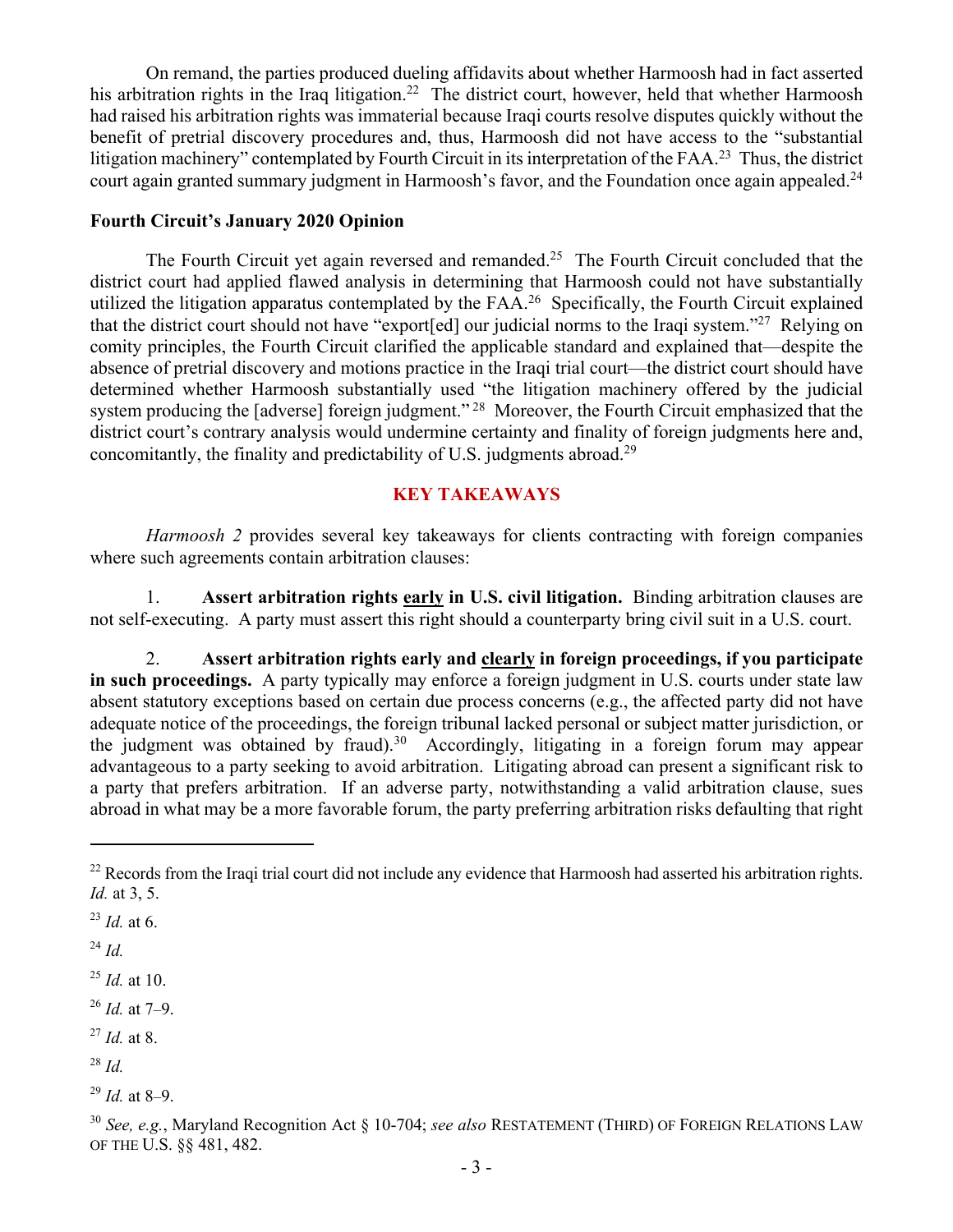On remand, the parties produced dueling affidavits about whether Harmoosh had in fact asserted his arbitration rights in the Iraq litigation.[22] The district court, however, held that whether Harmoosh had raised his arbitration rights was immaterial because Iraqi courts resolve disputes quickly without the benefit of pretrial discovery procedures and, thus, Harmoosh did not have access to the "substantial litigation machinery" contemplated by Fourth Circuit in its interpretation of the FAA.[23] Thus, the district court again granted summary judgment in Harmoosh's favor, and the Foundation once again appealed.[24]

**Fourth Circuit's January 2020 Opinion**

The Fourth Circuit yet again reversed and remanded.[25] The Fourth Circuit concluded that the district court had applied flawed analysis in determining that Harmoosh could not have substantially utilized the litigation apparatus contemplated by the FAA.[26] Specifically, the Fourth Circuit explained that the district court should not have "export[ed] our judicial norms to the Iraqi system."[27] Relying on comity principles, the Fourth Circuit clarified the applicable standard and explained that—despite the absence of pretrial discovery and motions practice in the Iraqi trial court—the district court should have determined whether Harmoosh substantially used "the litigation machinery offered by the judicial system producing the [adverse] foreign judgment."[28] Moreover, the Fourth Circuit emphasized that the district court's contrary analysis would undermine certainty and finality of foreign judgments here and, concomitantly, the finality and predictability of U.S. judgments abroad.[29]

## KEY TAKEAWAYS

*Harmoosh 2* provides several key takeaways for clients contracting with foreign companies where such agreements contain arbitration clauses:

1. **Assert arbitration rights <u>early</u> in U.S. civil litigation.** Binding arbitration clauses are not self-executing. A party must assert this right should a counterparty bring civil suit in a U.S. court.

2. **Assert arbitration rights early and <u>clearly</u> in foreign proceedings, if you participate in such proceedings.** A party typically may enforce a foreign judgment in U.S. courts under state law absent statutory exceptions based on certain due process concerns (e.g., the affected party did not have adequate notice of the proceedings, the foreign tribunal lacked personal or subject matter jurisdiction, or the judgment was obtained by fraud).[30] Accordingly, litigating in a foreign forum may appear advantageous to a party seeking to avoid arbitration. Litigating abroad can present a significant risk to a party that prefers arbitration. If an adverse party, notwithstanding a valid arbitration clause, sues abroad in what may be a more favorable forum, the party preferring arbitration risks defaulting that right

---

[22] Records from the Iraqi trial court did not include any evidence that Harmoosh had asserted his arbitration rights. *Id.* at 3, 5.

[23] *Id.* at 6.

[24] *Id.*

[25] *Id.* at 10.

[26] *Id.* at 7–9.

[27] *Id.* at 8.

[28] *Id.*

[29] *Id.* at 8–9.

[30] *See, e.g.*, Maryland Recognition Act § 10-704; *see also* RESTATEMENT (THIRD) OF FOREIGN RELATIONS LAW OF THE U.S. §§ 481, 482.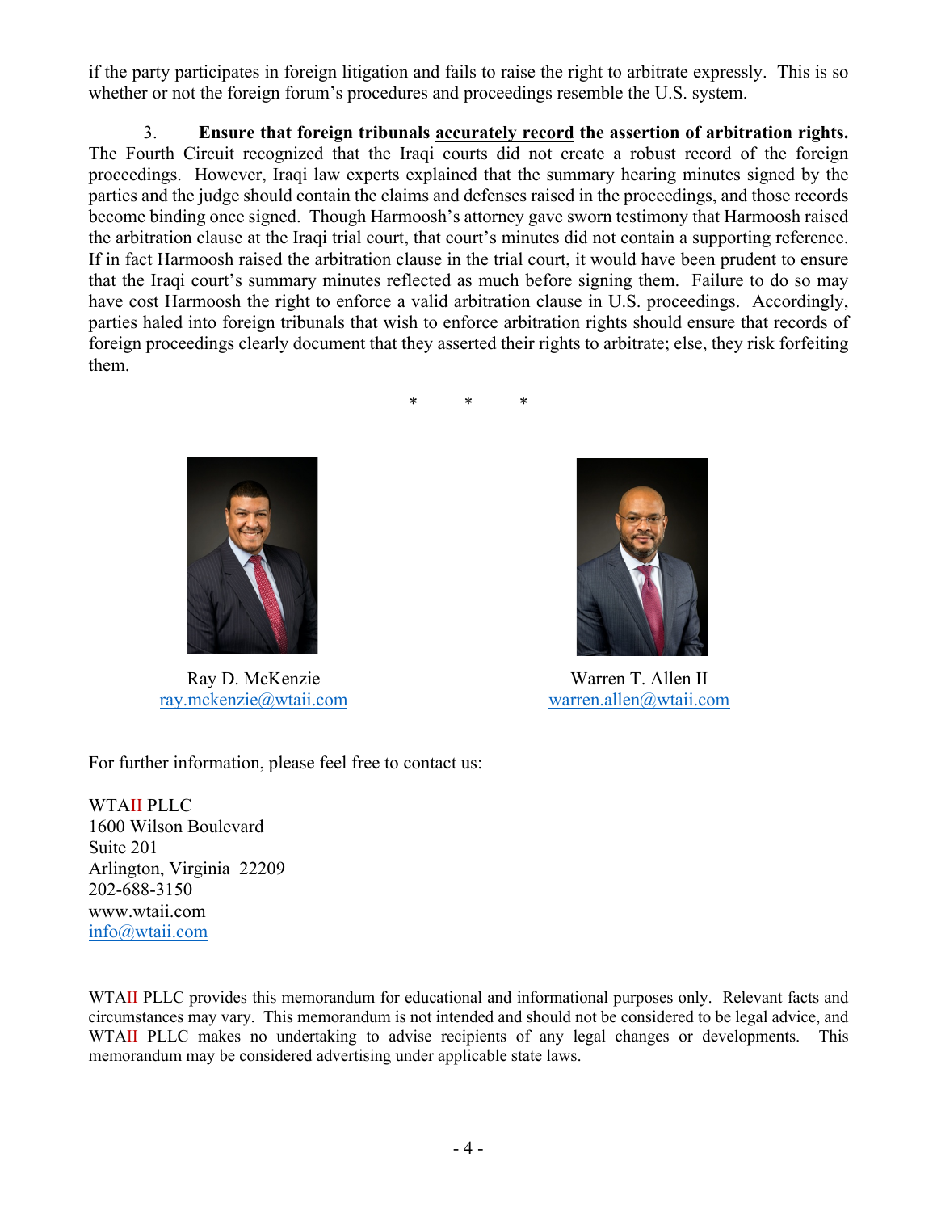if the party participates in foreign litigation and fails to raise the right to arbitrate expressly. This is so whether or not the foreign forum's procedures and proceedings resemble the U.S. system.

3. **Ensure that foreign tribunals accurately record the assertion of arbitration rights.** The Fourth Circuit recognized that the Iraqi courts did not create a robust record of the foreign proceedings. However, Iraqi law experts explained that the summary hearing minutes signed by the parties and the judge should contain the claims and defenses raised in the proceedings, and those records become binding once signed. Though Harmoosh's attorney gave sworn testimony that Harmoosh raised the arbitration clause at the Iraqi trial court, that court's minutes did not contain a supporting reference. If in fact Harmoosh raised the arbitration clause in the trial court, it would have been prudent to ensure that the Iraqi court's summary minutes reflected as much before signing them. Failure to do so may have cost Harmoosh the right to enforce a valid arbitration clause in U.S. proceedings. Accordingly, parties haled into foreign tribunals that wish to enforce arbitration rights should ensure that records of foreign proceedings clearly document that they asserted their rights to arbitrate; else, they risk forfeiting them.

\* \* \*

Ray D. McKenzie
ray.mckenzie@wtaii.com

Warren T. Allen II
warren.allen@wtaii.com

For further information, please feel free to contact us:

WTAII PLLC
1600 Wilson Boulevard
Suite 201
Arlington, Virginia 22209
202-688-3150
www.wtaii.com
info@wtaii.com

---

WTAII PLLC provides this memorandum for educational and informational purposes only. Relevant facts and circumstances may vary. This memorandum is not intended and should not be considered to be legal advice, and WTAII PLLC makes no undertaking to advise recipients of any legal changes or developments. This memorandum may be considered advertising under applicable state laws.